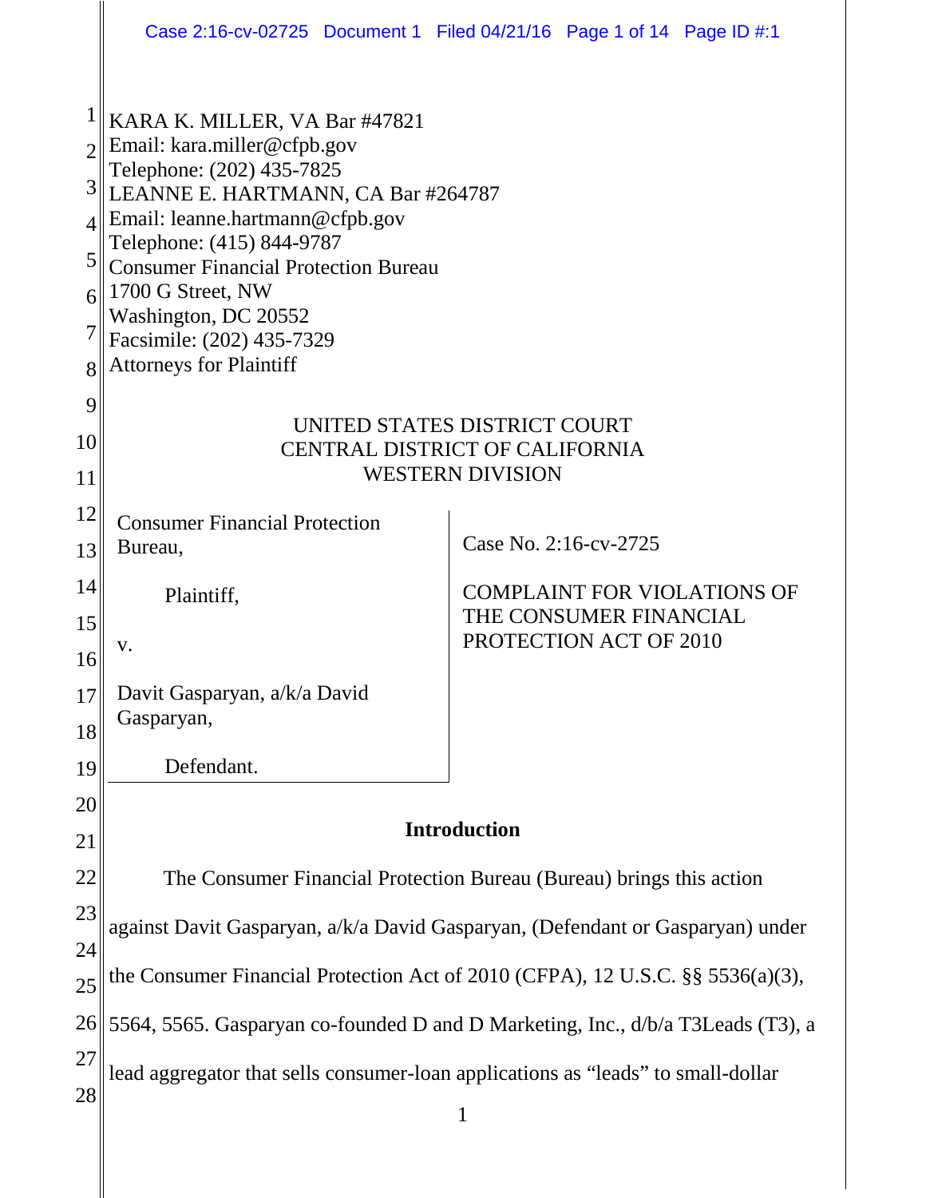KARA K. MILLER, VA Bar #47821
Email: kara.miller@cfpb.gov
Telephone: (202) 435-7825
LEANNE E. HARTMANN, CA Bar #264787
Email: leanne.hartmann@cfpb.gov
Telephone: (415) 844-9787
Consumer Financial Protection Bureau
1700 G Street, NW
Washington, DC 20552
Facsimile: (202) 435-7329
Attorneys for Plaintiff

UNITED STATES DISTRICT COURT
CENTRAL DISTRICT OF CALIFORNIA
WESTERN DIVISION

| | |
|---|---|
| Consumer Financial Protection Bureau,<br><br>Plaintiff,<br><br>v.<br><br>Davit Gasparyan, a/k/a David Gasparyan,<br><br>Defendant. | Case No. 2:16-cv-2725<br><br>COMPLAINT FOR VIOLATIONS OF THE CONSUMER FINANCIAL PROTECTION ACT OF 2010 |

## Introduction

The Consumer Financial Protection Bureau (Bureau) brings this action against Davit Gasparyan, a/k/a David Gasparyan, (Defendant or Gasparyan) under the Consumer Financial Protection Act of 2010 (CFPA), 12 U.S.C. §§ 5536(a)(3), 5564, 5565. Gasparyan co-founded D and D Marketing, Inc., d/b/a T3Leads (T3), a lead aggregator that sells consumer-loan applications as "leads" to small-dollar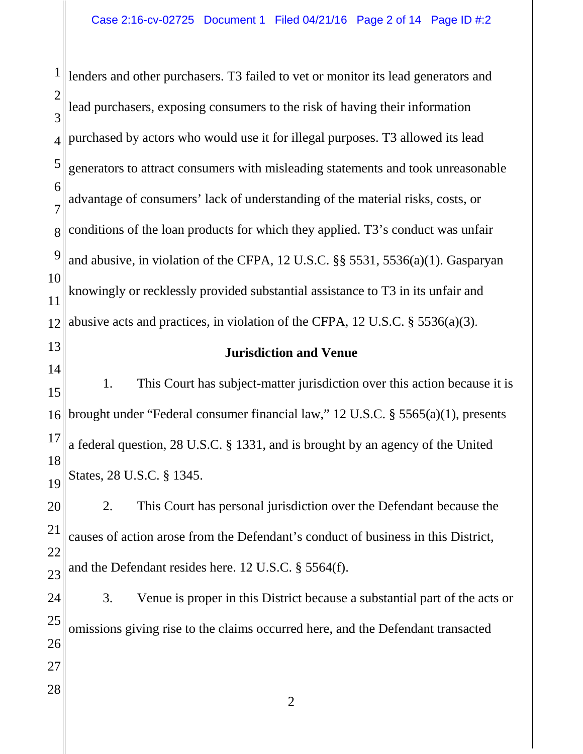lenders and other purchasers. T3 failed to vet or monitor its lead generators and lead purchasers, exposing consumers to the risk of having their information purchased by actors who would use it for illegal purposes. T3 allowed its lead generators to attract consumers with misleading statements and took unreasonable advantage of consumers' lack of understanding of the material risks, costs, or conditions of the loan products for which they applied. T3's conduct was unfair and abusive, in violation of the CFPA, 12 U.S.C. §§ 5531, 5536(a)(1). Gasparyan knowingly or recklessly provided substantial assistance to T3 in its unfair and abusive acts and practices, in violation of the CFPA, 12 U.S.C. § 5536(a)(3).

## Jurisdiction and Venue

1. This Court has subject-matter jurisdiction over this action because it is brought under "Federal consumer financial law," 12 U.S.C. § 5565(a)(1), presents a federal question, 28 U.S.C. § 1331, and is brought by an agency of the United States, 28 U.S.C. § 1345.

2. This Court has personal jurisdiction over the Defendant because the causes of action arose from the Defendant's conduct of business in this District, and the Defendant resides here. 12 U.S.C. § 5564(f).

3. Venue is proper in this District because a substantial part of the acts or omissions giving rise to the claims occurred here, and the Defendant transacted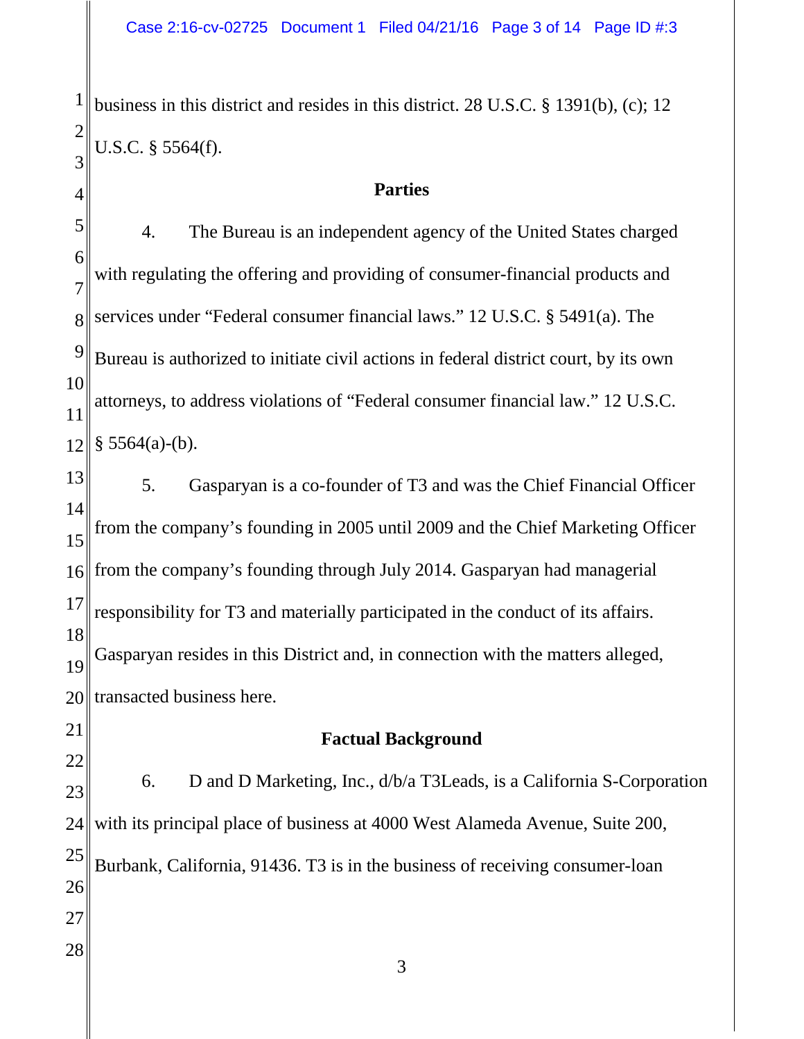business in this district and resides in this district. 28 U.S.C. § 1391(b), (c); 12 U.S.C. § 5564(f).

## Parties

4. The Bureau is an independent agency of the United States charged with regulating the offering and providing of consumer-financial products and services under "Federal consumer financial laws." 12 U.S.C. § 5491(a). The Bureau is authorized to initiate civil actions in federal district court, by its own attorneys, to address violations of "Federal consumer financial law." 12 U.S.C. § 5564(a)-(b).

5. Gasparyan is a co-founder of T3 and was the Chief Financial Officer from the company's founding in 2005 until 2009 and the Chief Marketing Officer from the company's founding through July 2014. Gasparyan had managerial responsibility for T3 and materially participated in the conduct of its affairs. Gasparyan resides in this District and, in connection with the matters alleged, transacted business here.

## Factual Background

6. D and D Marketing, Inc., d/b/a T3Leads, is a California S-Corporation with its principal place of business at 4000 West Alameda Avenue, Suite 200, Burbank, California, 91436. T3 is in the business of receiving consumer-loan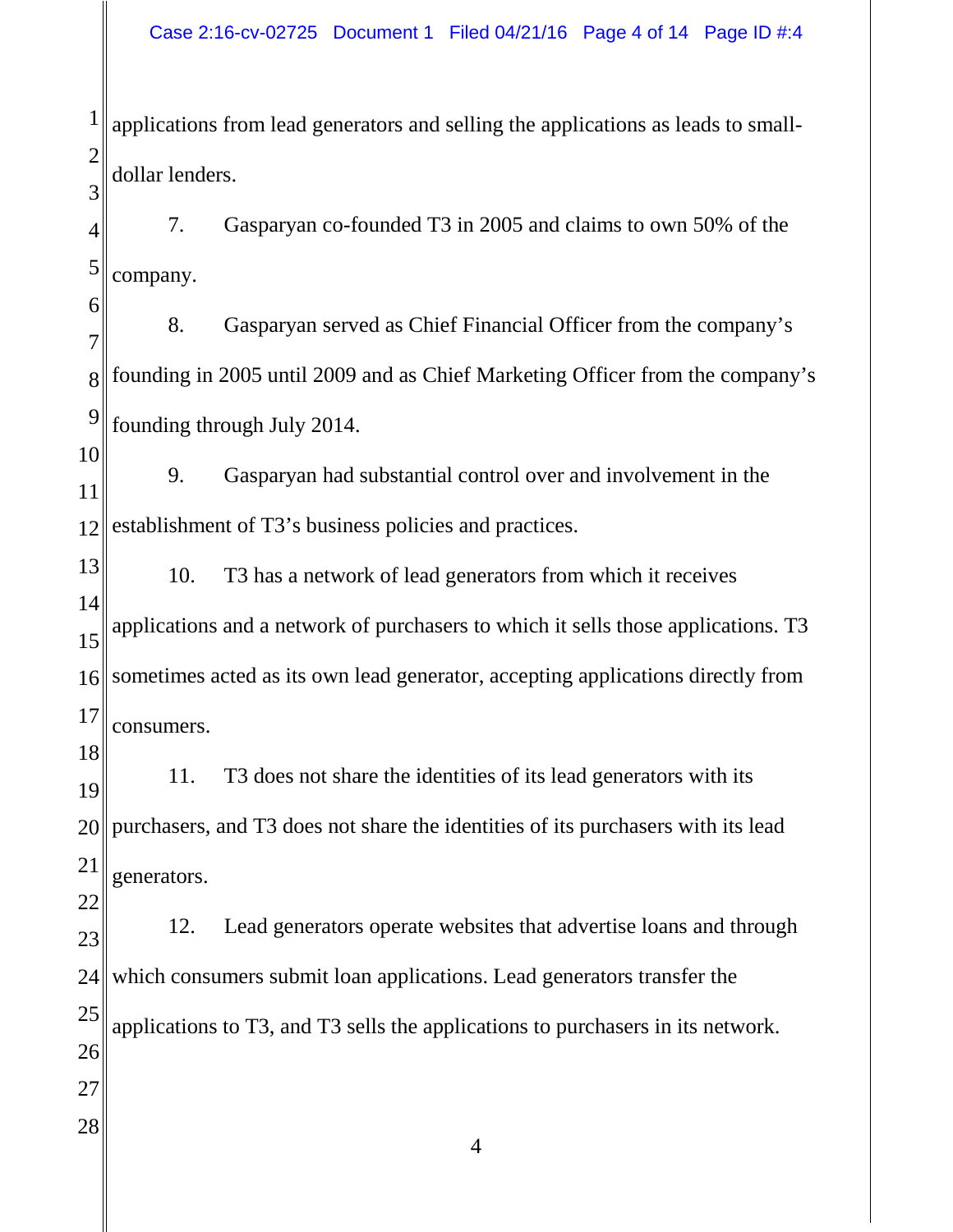applications from lead generators and selling the applications as leads to small-dollar lenders.

7. Gasparyan co-founded T3 in 2005 and claims to own 50% of the company.

8. Gasparyan served as Chief Financial Officer from the company's founding in 2005 until 2009 and as Chief Marketing Officer from the company's founding through July 2014.

9. Gasparyan had substantial control over and involvement in the establishment of T3's business policies and practices.

10. T3 has a network of lead generators from which it receives applications and a network of purchasers to which it sells those applications. T3 sometimes acted as its own lead generator, accepting applications directly from consumers.

11. T3 does not share the identities of its lead generators with its purchasers, and T3 does not share the identities of its purchasers with its lead generators.

12. Lead generators operate websites that advertise loans and through which consumers submit loan applications. Lead generators transfer the applications to T3, and T3 sells the applications to purchasers in its network.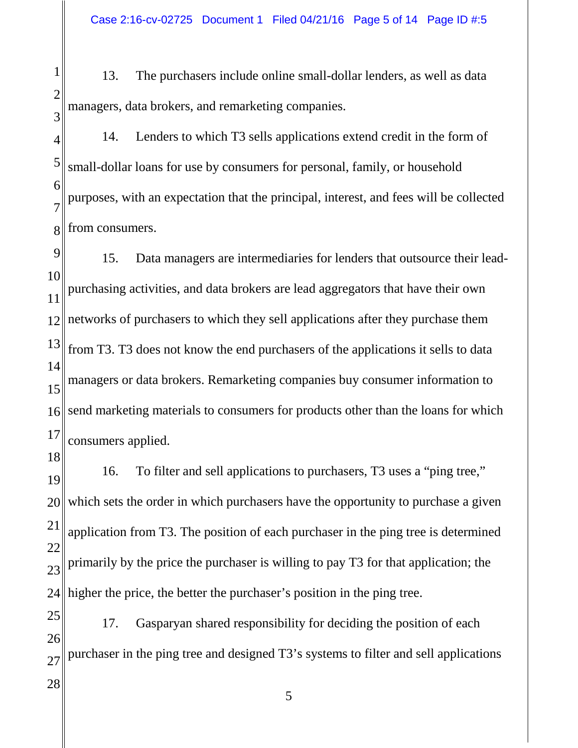13. The purchasers include online small-dollar lenders, as well as data managers, data brokers, and remarketing companies.

14. Lenders to which T3 sells applications extend credit in the form of small-dollar loans for use by consumers for personal, family, or household purposes, with an expectation that the principal, interest, and fees will be collected from consumers.

15. Data managers are intermediaries for lenders that outsource their lead-purchasing activities, and data brokers are lead aggregators that have their own networks of purchasers to which they sell applications after they purchase them from T3. T3 does not know the end purchasers of the applications it sells to data managers or data brokers. Remarketing companies buy consumer information to send marketing materials to consumers for products other than the loans for which consumers applied.

16. To filter and sell applications to purchasers, T3 uses a "ping tree," which sets the order in which purchasers have the opportunity to purchase a given application from T3. The position of each purchaser in the ping tree is determined primarily by the price the purchaser is willing to pay T3 for that application; the higher the price, the better the purchaser's position in the ping tree.

17. Gasparyan shared responsibility for deciding the position of each purchaser in the ping tree and designed T3's systems to filter and sell applications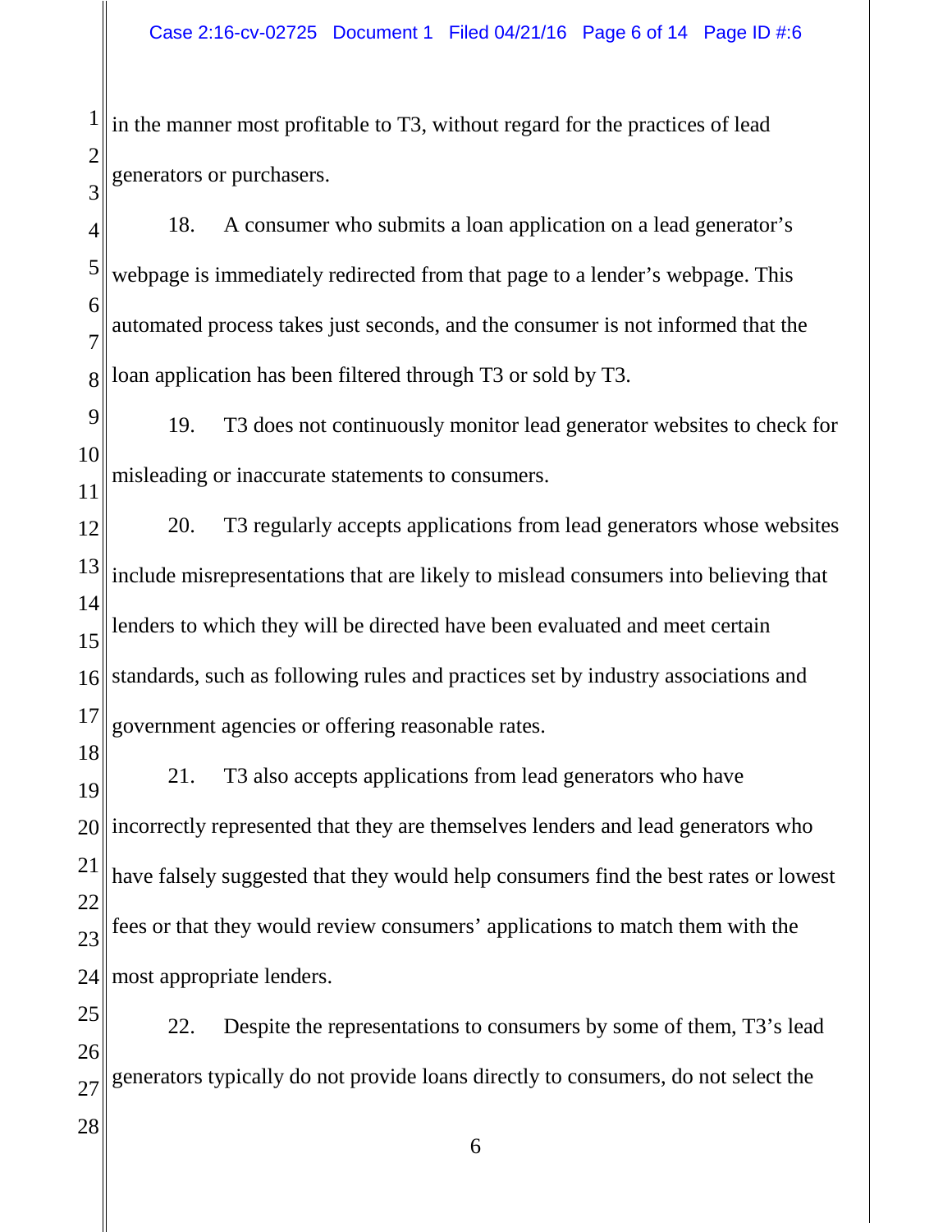in the manner most profitable to T3, without regard for the practices of lead generators or purchasers.

18. A consumer who submits a loan application on a lead generator's webpage is immediately redirected from that page to a lender's webpage. This automated process takes just seconds, and the consumer is not informed that the loan application has been filtered through T3 or sold by T3.

19. T3 does not continuously monitor lead generator websites to check for misleading or inaccurate statements to consumers.

20. T3 regularly accepts applications from lead generators whose websites include misrepresentations that are likely to mislead consumers into believing that lenders to which they will be directed have been evaluated and meet certain standards, such as following rules and practices set by industry associations and government agencies or offering reasonable rates.

21. T3 also accepts applications from lead generators who have incorrectly represented that they are themselves lenders and lead generators who have falsely suggested that they would help consumers find the best rates or lowest fees or that they would review consumers' applications to match them with the most appropriate lenders.

22. Despite the representations to consumers by some of them, T3's lead generators typically do not provide loans directly to consumers, do not select the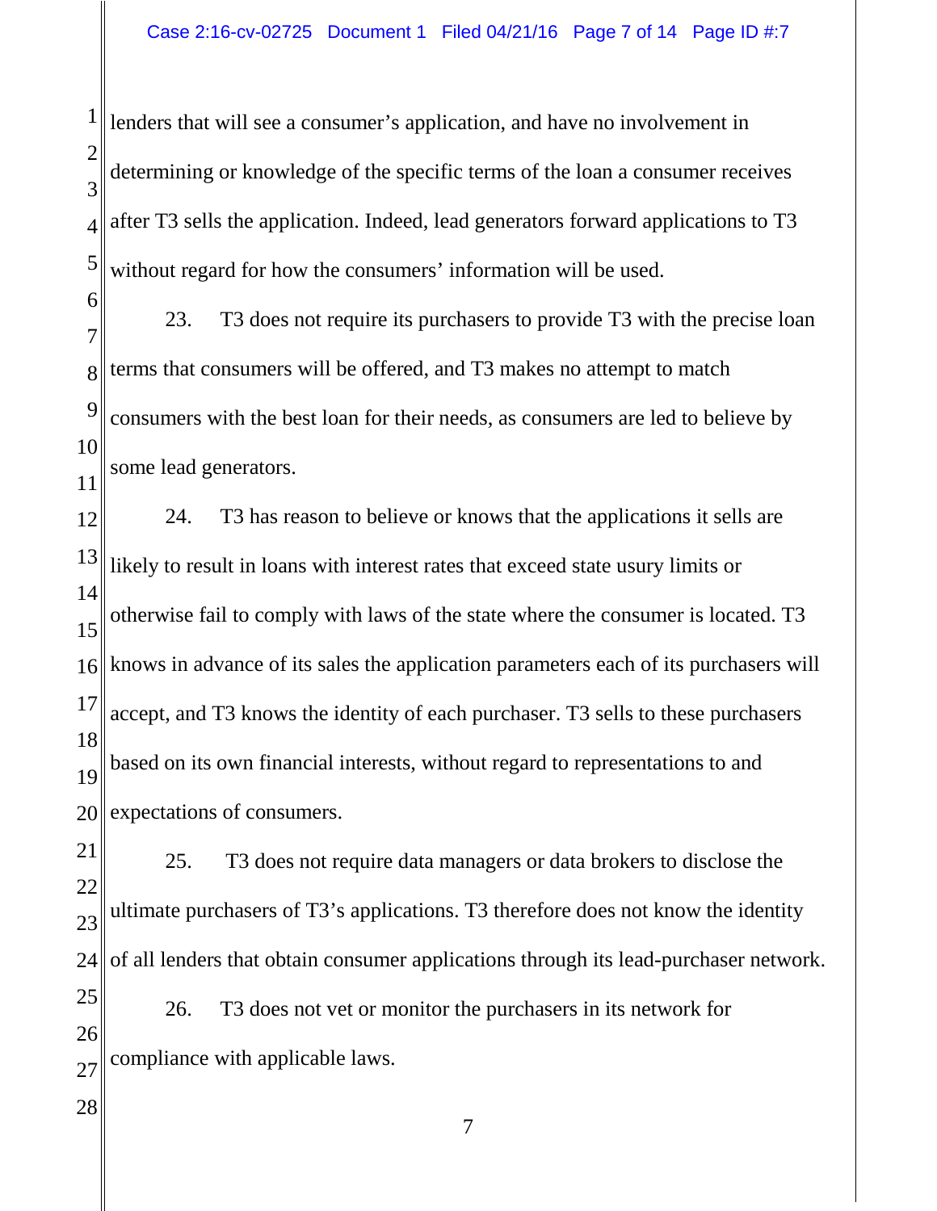lenders that will see a consumer's application, and have no involvement in determining or knowledge of the specific terms of the loan a consumer receives after T3 sells the application. Indeed, lead generators forward applications to T3 without regard for how the consumers' information will be used.

23. T3 does not require its purchasers to provide T3 with the precise loan terms that consumers will be offered, and T3 makes no attempt to match consumers with the best loan for their needs, as consumers are led to believe by some lead generators.

24. T3 has reason to believe or knows that the applications it sells are likely to result in loans with interest rates that exceed state usury limits or otherwise fail to comply with laws of the state where the consumer is located. T3 knows in advance of its sales the application parameters each of its purchasers will accept, and T3 knows the identity of each purchaser. T3 sells to these purchasers based on its own financial interests, without regard to representations to and expectations of consumers.

25. T3 does not require data managers or data brokers to disclose the ultimate purchasers of T3's applications. T3 therefore does not know the identity of all lenders that obtain consumer applications through its lead-purchaser network.

26. T3 does not vet or monitor the purchasers in its network for compliance with applicable laws.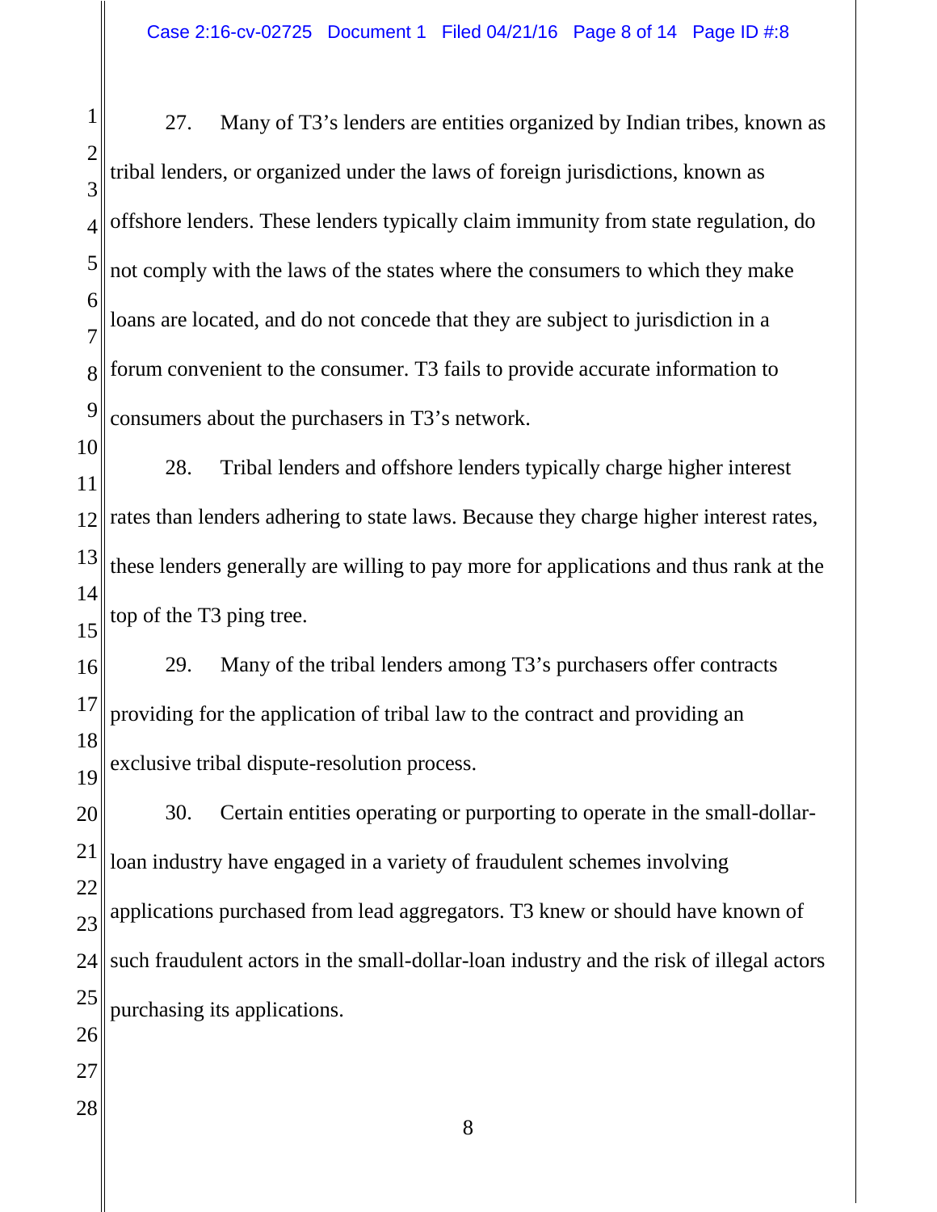27. Many of T3's lenders are entities organized by Indian tribes, known as tribal lenders, or organized under the laws of foreign jurisdictions, known as offshore lenders. These lenders typically claim immunity from state regulation, do not comply with the laws of the states where the consumers to which they make loans are located, and do not concede that they are subject to jurisdiction in a forum convenient to the consumer. T3 fails to provide accurate information to consumers about the purchasers in T3's network.

28. Tribal lenders and offshore lenders typically charge higher interest rates than lenders adhering to state laws. Because they charge higher interest rates, these lenders generally are willing to pay more for applications and thus rank at the top of the T3 ping tree.

29. Many of the tribal lenders among T3's purchasers offer contracts providing for the application of tribal law to the contract and providing an exclusive tribal dispute-resolution process.

30. Certain entities operating or purporting to operate in the small-dollar-loan industry have engaged in a variety of fraudulent schemes involving applications purchased from lead aggregators. T3 knew or should have known of such fraudulent actors in the small-dollar-loan industry and the risk of illegal actors purchasing its applications.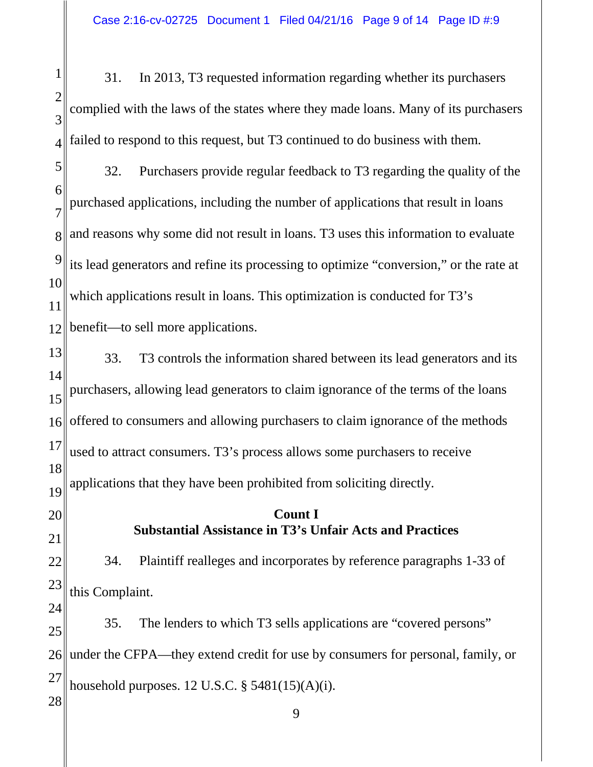31. In 2013, T3 requested information regarding whether its purchasers complied with the laws of the states where they made loans. Many of its purchasers failed to respond to this request, but T3 continued to do business with them.

32. Purchasers provide regular feedback to T3 regarding the quality of the purchased applications, including the number of applications that result in loans and reasons why some did not result in loans. T3 uses this information to evaluate its lead generators and refine its processing to optimize "conversion," or the rate at which applications result in loans. This optimization is conducted for T3's benefit—to sell more applications.

33. T3 controls the information shared between its lead generators and its purchasers, allowing lead generators to claim ignorance of the terms of the loans offered to consumers and allowing purchasers to claim ignorance of the methods used to attract consumers. T3's process allows some purchasers to receive applications that they have been prohibited from soliciting directly.

## Count I
## Substantial Assistance in T3's Unfair Acts and Practices

34. Plaintiff realleges and incorporates by reference paragraphs 1-33 of this Complaint.

35. The lenders to which T3 sells applications are "covered persons" under the CFPA—they extend credit for use by consumers for personal, family, or household purposes. 12 U.S.C. § 5481(15)(A)(i).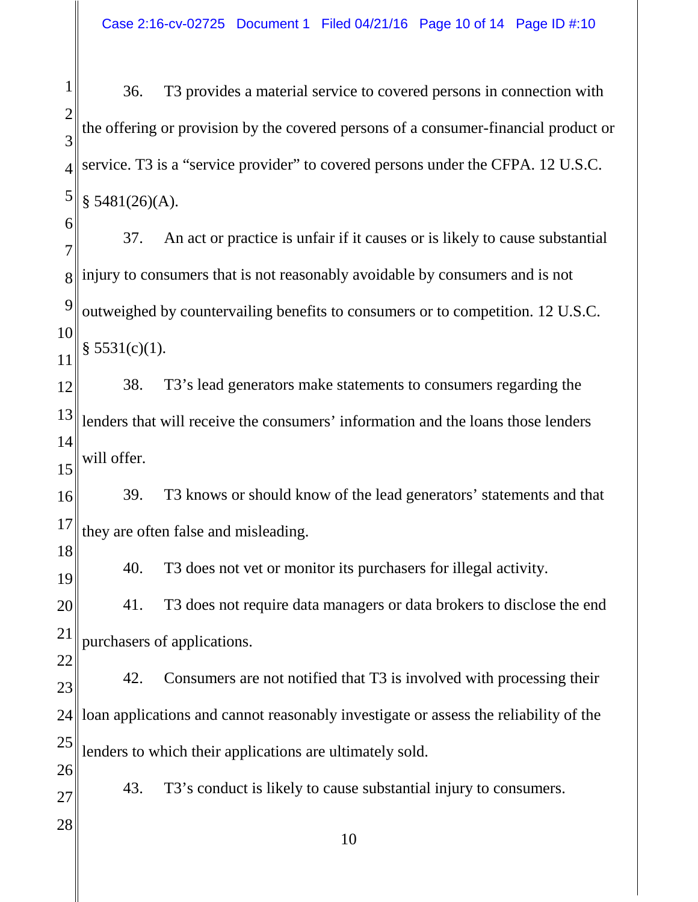36. T3 provides a material service to covered persons in connection with the offering or provision by the covered persons of a consumer-financial product or service. T3 is a "service provider" to covered persons under the CFPA. 12 U.S.C. § 5481(26)(A).

37. An act or practice is unfair if it causes or is likely to cause substantial injury to consumers that is not reasonably avoidable by consumers and is not outweighed by countervailing benefits to consumers or to competition. 12 U.S.C. § 5531(c)(1).

38. T3's lead generators make statements to consumers regarding the lenders that will receive the consumers' information and the loans those lenders will offer.

39. T3 knows or should know of the lead generators' statements and that they are often false and misleading.

40. T3 does not vet or monitor its purchasers for illegal activity.

41. T3 does not require data managers or data brokers to disclose the end purchasers of applications.

42. Consumers are not notified that T3 is involved with processing their loan applications and cannot reasonably investigate or assess the reliability of the lenders to which their applications are ultimately sold.

43. T3's conduct is likely to cause substantial injury to consumers.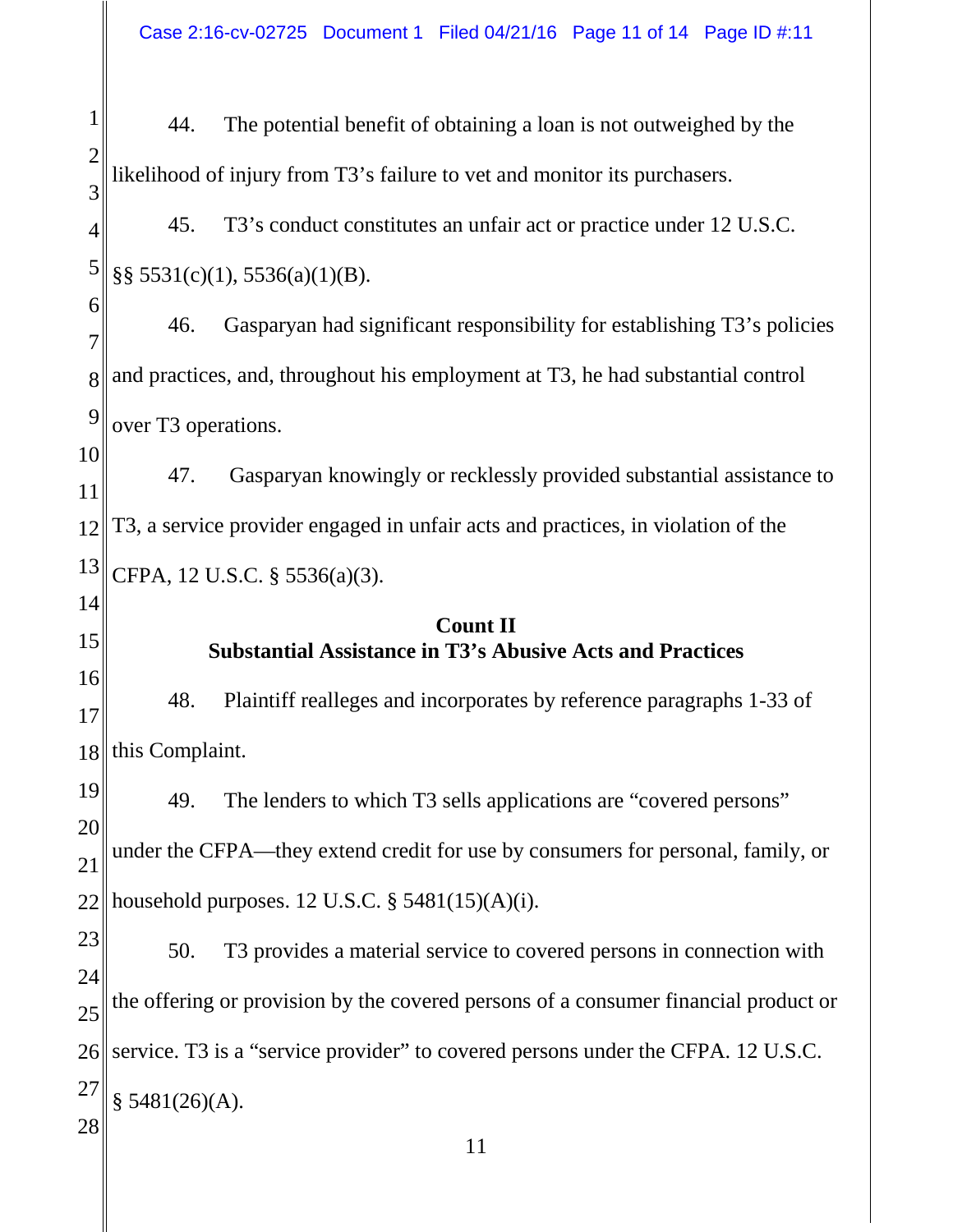44. The potential benefit of obtaining a loan is not outweighed by the likelihood of injury from T3's failure to vet and monitor its purchasers.

45. T3's conduct constitutes an unfair act or practice under 12 U.S.C. §§ 5531(c)(1), 5536(a)(1)(B).

46. Gasparyan had significant responsibility for establishing T3's policies and practices, and, throughout his employment at T3, he had substantial control over T3 operations.

47. Gasparyan knowingly or recklessly provided substantial assistance to T3, a service provider engaged in unfair acts and practices, in violation of the CFPA, 12 U.S.C. § 5536(a)(3).

**Count II**
**Substantial Assistance in T3's Abusive Acts and Practices**

48. Plaintiff realleges and incorporates by reference paragraphs 1-33 of this Complaint.

49. The lenders to which T3 sells applications are "covered persons" under the CFPA—they extend credit for use by consumers for personal, family, or household purposes. 12 U.S.C. § 5481(15)(A)(i).

50. T3 provides a material service to covered persons in connection with the offering or provision by the covered persons of a consumer financial product or service. T3 is a "service provider" to covered persons under the CFPA. 12 U.S.C. § 5481(26)(A).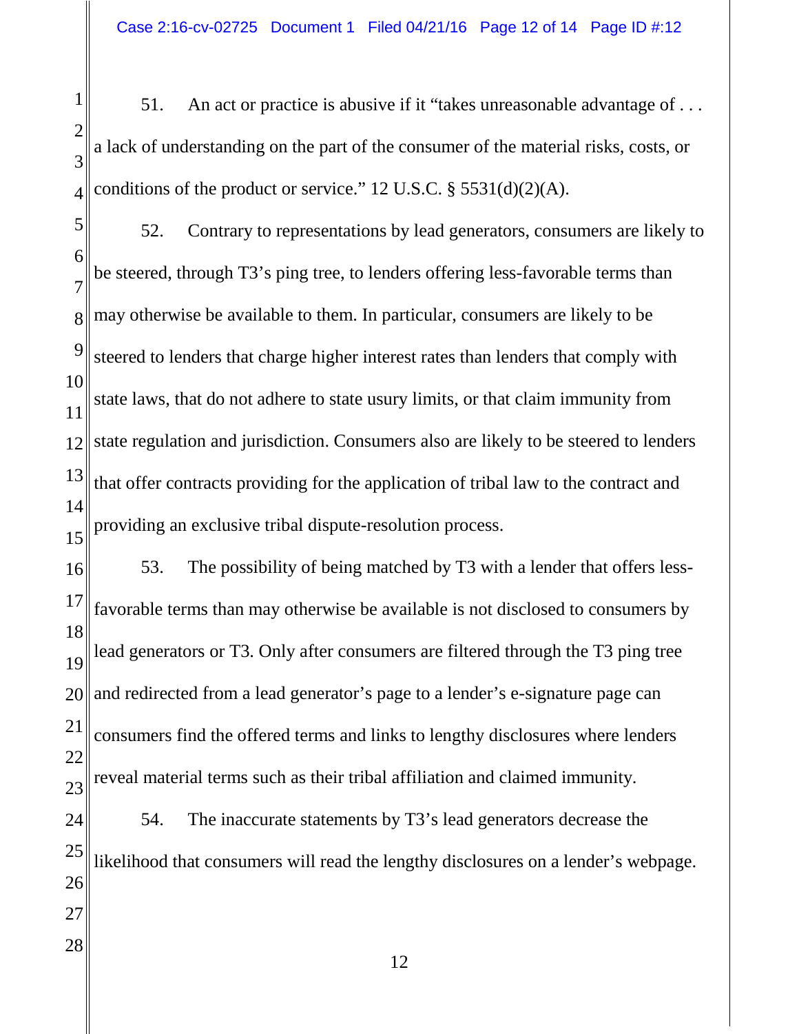51. An act or practice is abusive if it "takes unreasonable advantage of . . . a lack of understanding on the part of the consumer of the material risks, costs, or conditions of the product or service." 12 U.S.C. § 5531(d)(2)(A).

52. Contrary to representations by lead generators, consumers are likely to be steered, through T3's ping tree, to lenders offering less-favorable terms than may otherwise be available to them. In particular, consumers are likely to be steered to lenders that charge higher interest rates than lenders that comply with state laws, that do not adhere to state usury limits, or that claim immunity from state regulation and jurisdiction. Consumers also are likely to be steered to lenders that offer contracts providing for the application of tribal law to the contract and providing an exclusive tribal dispute-resolution process.

53. The possibility of being matched by T3 with a lender that offers less-favorable terms than may otherwise be available is not disclosed to consumers by lead generators or T3. Only after consumers are filtered through the T3 ping tree and redirected from a lead generator's page to a lender's e-signature page can consumers find the offered terms and links to lengthy disclosures where lenders reveal material terms such as their tribal affiliation and claimed immunity.

54. The inaccurate statements by T3's lead generators decrease the likelihood that consumers will read the lengthy disclosures on a lender's webpage.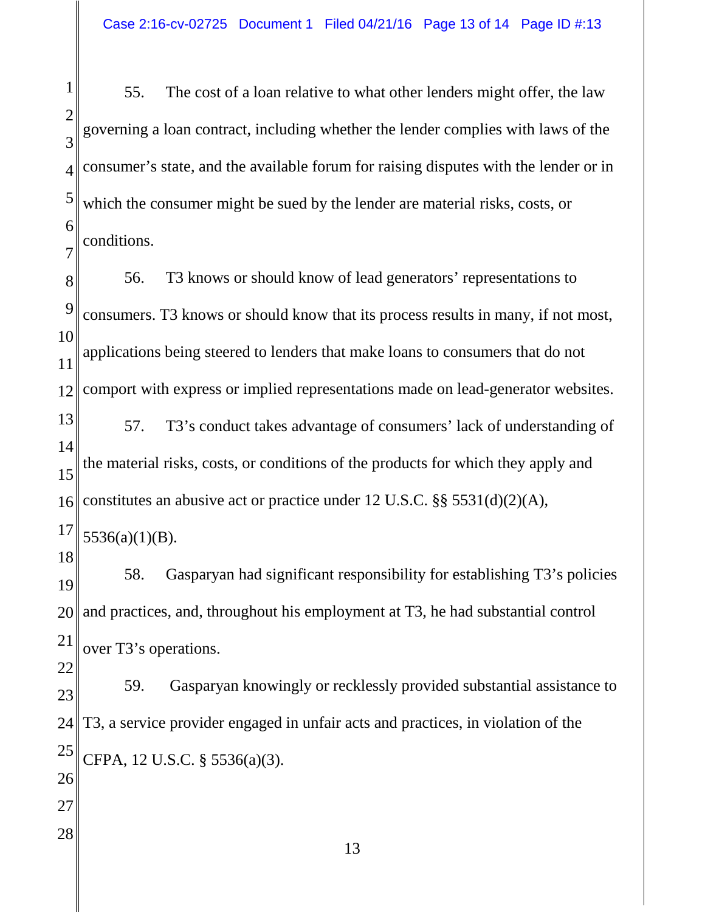55. The cost of a loan relative to what other lenders might offer, the law governing a loan contract, including whether the lender complies with laws of the consumer's state, and the available forum for raising disputes with the lender or in which the consumer might be sued by the lender are material risks, costs, or conditions.

56. T3 knows or should know of lead generators' representations to consumers. T3 knows or should know that its process results in many, if not most, applications being steered to lenders that make loans to consumers that do not comport with express or implied representations made on lead-generator websites.

57. T3's conduct takes advantage of consumers' lack of understanding of the material risks, costs, or conditions of the products for which they apply and constitutes an abusive act or practice under 12 U.S.C. §§ 5531(d)(2)(A), 5536(a)(1)(B).

58. Gasparyan had significant responsibility for establishing T3's policies and practices, and, throughout his employment at T3, he had substantial control over T3's operations.

59. Gasparyan knowingly or recklessly provided substantial assistance to T3, a service provider engaged in unfair acts and practices, in violation of the CFPA, 12 U.S.C. § 5536(a)(3).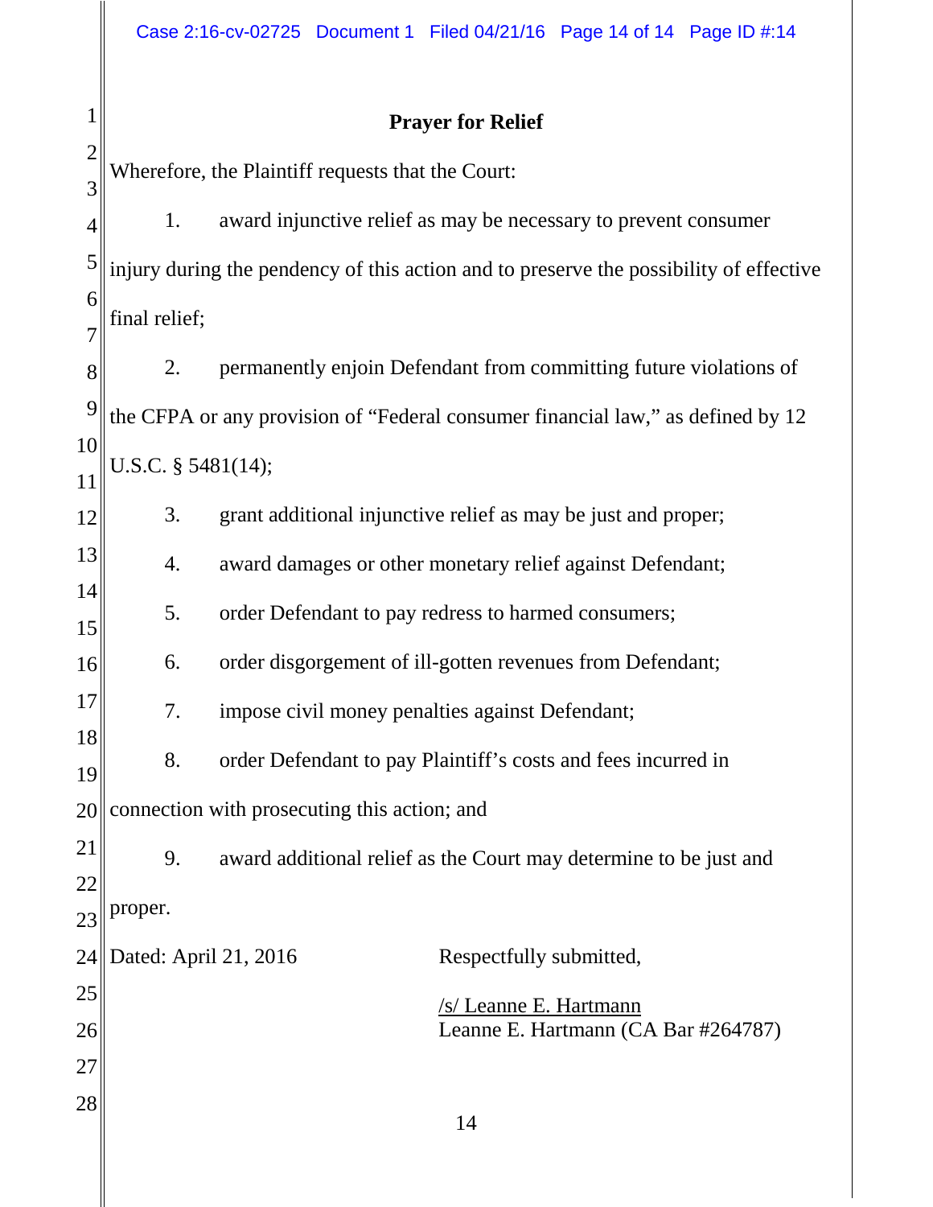## Prayer for Relief

Wherefore, the Plaintiff requests that the Court:

1. award injunctive relief as may be necessary to prevent consumer injury during the pendency of this action and to preserve the possibility of effective final relief;

2. permanently enjoin Defendant from committing future violations of the CFPA or any provision of "Federal consumer financial law," as defined by 12 U.S.C. § 5481(14);

3. grant additional injunctive relief as may be just and proper;

4. award damages or other monetary relief against Defendant;

5. order Defendant to pay redress to harmed consumers;

6. order disgorgement of ill-gotten revenues from Defendant;

7. impose civil money penalties against Defendant;

8. order Defendant to pay Plaintiff's costs and fees incurred in connection with prosecuting this action; and

9. award additional relief as the Court may determine to be just and proper.

Dated: April 21, 2016

Respectfully submitted,

/s/ Leanne E. Hartmann
Leanne E. Hartmann (CA Bar #264787)